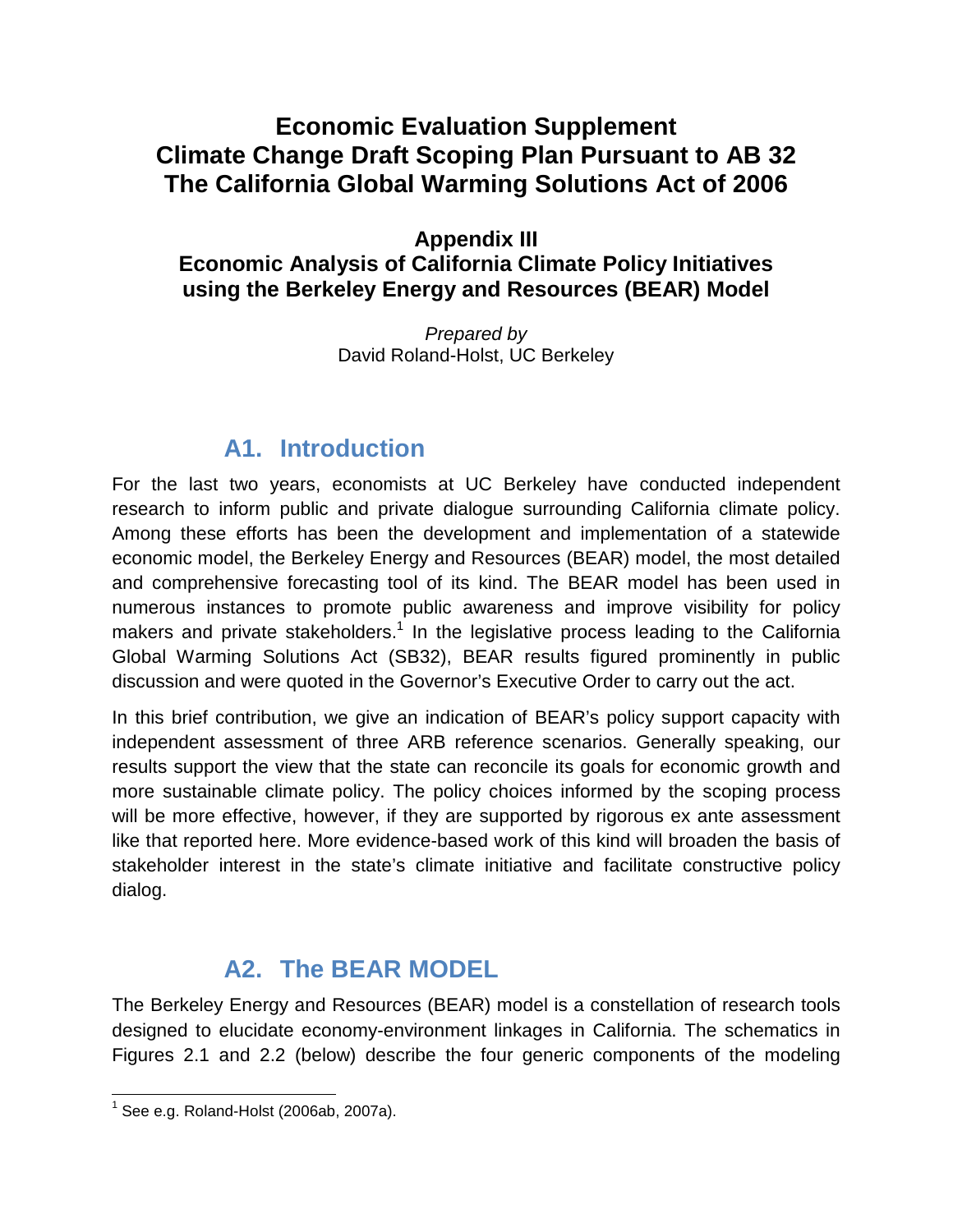# Economic Evaluation Supplement
# Climate Change Draft Scoping Plan Pursuant to AB 32
# The California Global Warming Solutions Act of 2006

### Appendix III
### Economic Analysis of California Climate Policy Initiatives using the Berkeley Energy and Resources (BEAR) Model

*Prepared by*
David Roland-Holst, UC Berkeley

## A1. Introduction

For the last two years, economists at UC Berkeley have conducted independent research to inform public and private dialogue surrounding California climate policy. Among these efforts has been the development and implementation of a statewide economic model, the Berkeley Energy and Resources (BEAR) model, the most detailed and comprehensive forecasting tool of its kind. The BEAR model has been used in numerous instances to promote public awareness and improve visibility for policy makers and private stakeholders.[1] In the legislative process leading to the California Global Warming Solutions Act (SB32), BEAR results figured prominently in public discussion and were quoted in the Governor's Executive Order to carry out the act.

In this brief contribution, we give an indication of BEAR's policy support capacity with independent assessment of three ARB reference scenarios. Generally speaking, our results support the view that the state can reconcile its goals for economic growth and more sustainable climate policy. The policy choices informed by the scoping process will be more effective, however, if they are supported by rigorous ex ante assessment like that reported here. More evidence-based work of this kind will broaden the basis of stakeholder interest in the state's climate initiative and facilitate constructive policy dialog.

## A2. The BEAR MODEL

The Berkeley Energy and Resources (BEAR) model is a constellation of research tools designed to elucidate economy-environment linkages in California. The schematics in Figures 2.1 and 2.2 (below) describe the four generic components of the modeling

[1] See e.g. Roland-Holst (2006ab, 2007a).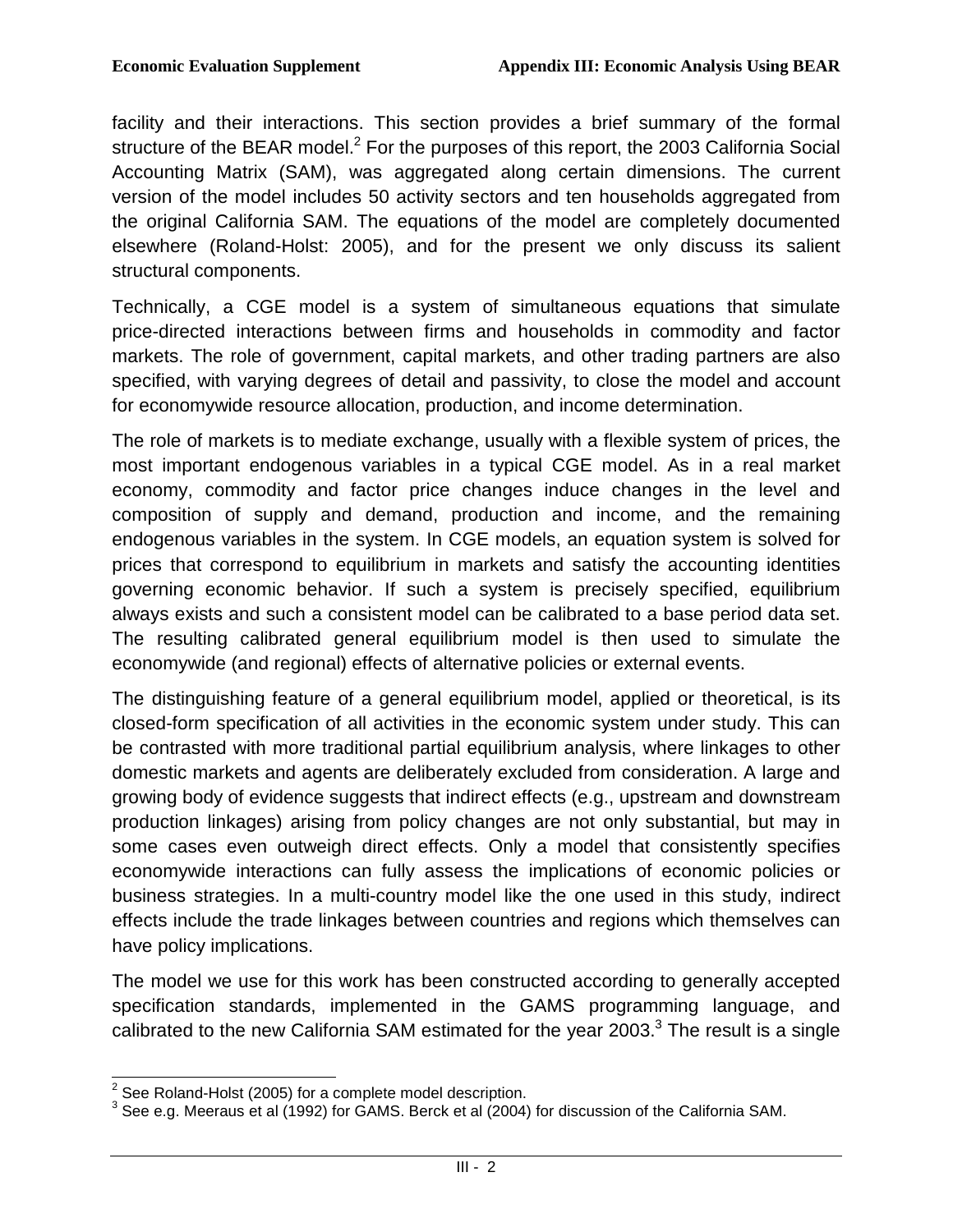facility and their interactions. This section provides a brief summary of the formal structure of the BEAR model.[2] For the purposes of this report, the 2003 California Social Accounting Matrix (SAM), was aggregated along certain dimensions. The current version of the model includes 50 activity sectors and ten households aggregated from the original California SAM. The equations of the model are completely documented elsewhere (Roland-Holst: 2005), and for the present we only discuss its salient structural components.

Technically, a CGE model is a system of simultaneous equations that simulate price-directed interactions between firms and households in commodity and factor markets. The role of government, capital markets, and other trading partners are also specified, with varying degrees of detail and passivity, to close the model and account for economywide resource allocation, production, and income determination.

The role of markets is to mediate exchange, usually with a flexible system of prices, the most important endogenous variables in a typical CGE model. As in a real market economy, commodity and factor price changes induce changes in the level and composition of supply and demand, production and income, and the remaining endogenous variables in the system. In CGE models, an equation system is solved for prices that correspond to equilibrium in markets and satisfy the accounting identities governing economic behavior. If such a system is precisely specified, equilibrium always exists and such a consistent model can be calibrated to a base period data set. The resulting calibrated general equilibrium model is then used to simulate the economywide (and regional) effects of alternative policies or external events.

The distinguishing feature of a general equilibrium model, applied or theoretical, is its closed-form specification of all activities in the economic system under study. This can be contrasted with more traditional partial equilibrium analysis, where linkages to other domestic markets and agents are deliberately excluded from consideration. A large and growing body of evidence suggests that indirect effects (e.g., upstream and downstream production linkages) arising from policy changes are not only substantial, but may in some cases even outweigh direct effects. Only a model that consistently specifies economywide interactions can fully assess the implications of economic policies or business strategies. In a multi-country model like the one used in this study, indirect effects include the trade linkages between countries and regions which themselves can have policy implications.

The model we use for this work has been constructed according to generally accepted specification standards, implemented in the GAMS programming language, and calibrated to the new California SAM estimated for the year 2003.[3] The result is a single

[2] See Roland-Holst (2005) for a complete model description.

[3] See e.g. Meeraus et al (1992) for GAMS. Berck et al (2004) for discussion of the California SAM.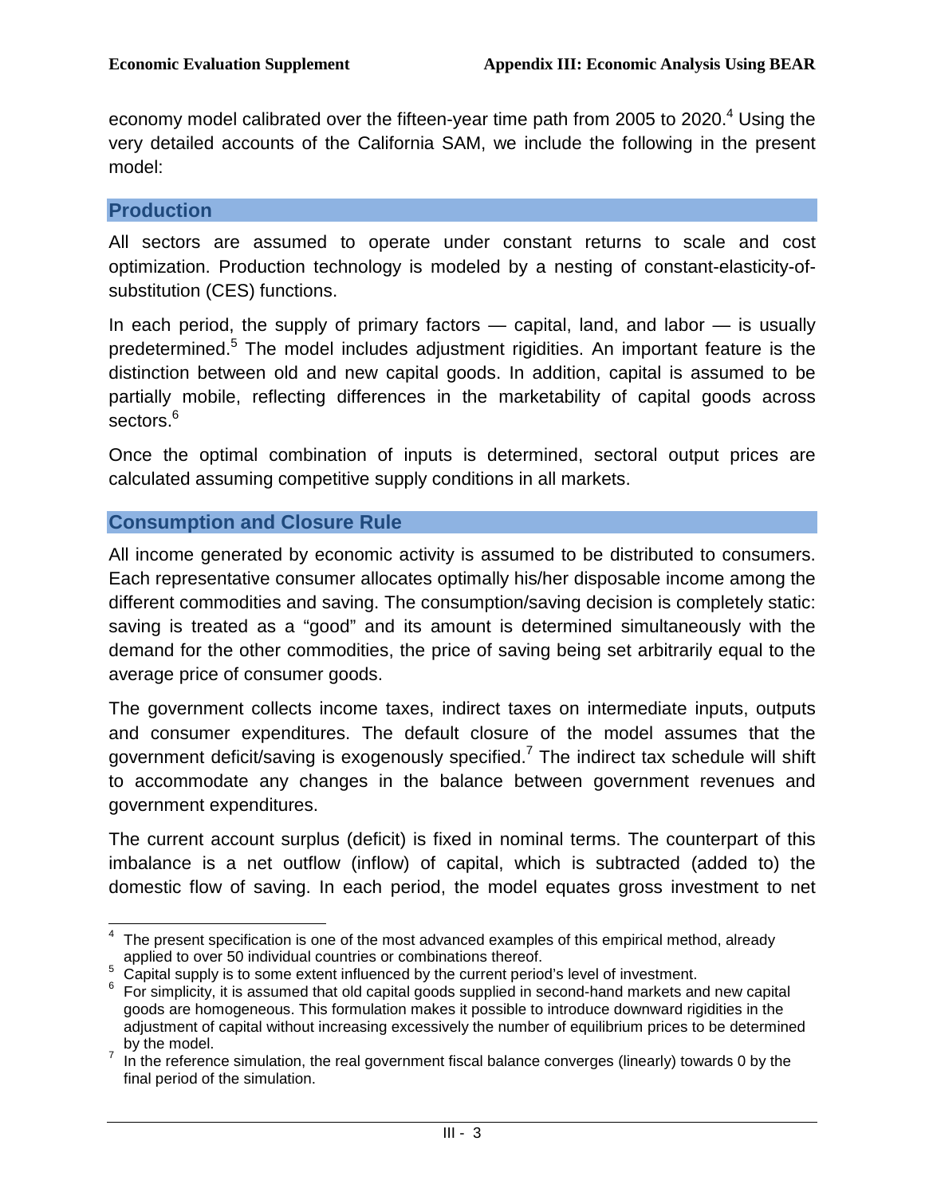economy model calibrated over the fifteen-year time path from 2005 to 2020.[4] Using the very detailed accounts of the California SAM, we include the following in the present model:

## Production

All sectors are assumed to operate under constant returns to scale and cost optimization. Production technology is modeled by a nesting of constant-elasticity-of-substitution (CES) functions.

In each period, the supply of primary factors — capital, land, and labor — is usually predetermined.[5] The model includes adjustment rigidities. An important feature is the distinction between old and new capital goods. In addition, capital is assumed to be partially mobile, reflecting differences in the marketability of capital goods across sectors.[6]

Once the optimal combination of inputs is determined, sectoral output prices are calculated assuming competitive supply conditions in all markets.

## Consumption and Closure Rule

All income generated by economic activity is assumed to be distributed to consumers. Each representative consumer allocates optimally his/her disposable income among the different commodities and saving. The consumption/saving decision is completely static: saving is treated as a "good" and its amount is determined simultaneously with the demand for the other commodities, the price of saving being set arbitrarily equal to the average price of consumer goods.

The government collects income taxes, indirect taxes on intermediate inputs, outputs and consumer expenditures. The default closure of the model assumes that the government deficit/saving is exogenously specified.[7] The indirect tax schedule will shift to accommodate any changes in the balance between government revenues and government expenditures.

The current account surplus (deficit) is fixed in nominal terms. The counterpart of this imbalance is a net outflow (inflow) of capital, which is subtracted (added to) the domestic flow of saving. In each period, the model equates gross investment to net

---

[4] The present specification is one of the most advanced examples of this empirical method, already applied to over 50 individual countries or combinations thereof.

[5] Capital supply is to some extent influenced by the current period's level of investment.

[6] For simplicity, it is assumed that old capital goods supplied in second-hand markets and new capital goods are homogeneous. This formulation makes it possible to introduce downward rigidities in the adjustment of capital without increasing excessively the number of equilibrium prices to be determined by the model.

[7] In the reference simulation, the real government fiscal balance converges (linearly) towards 0 by the final period of the simulation.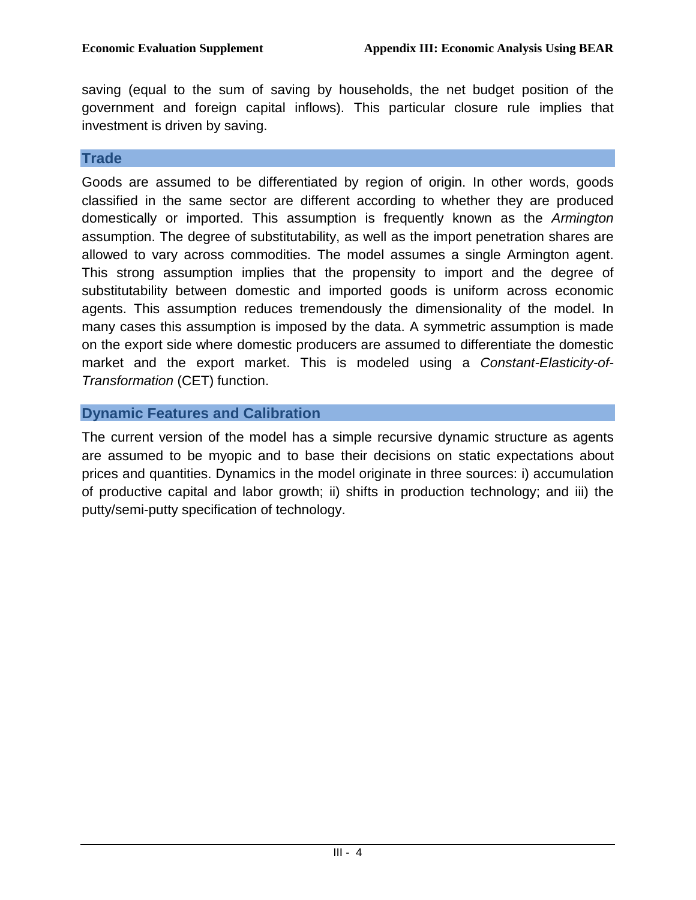saving (equal to the sum of saving by households, the net budget position of the government and foreign capital inflows). This particular closure rule implies that investment is driven by saving.

## Trade

Goods are assumed to be differentiated by region of origin. In other words, goods classified in the same sector are different according to whether they are produced domestically or imported. This assumption is frequently known as the *Armington* assumption. The degree of substitutability, as well as the import penetration shares are allowed to vary across commodities. The model assumes a single Armington agent. This strong assumption implies that the propensity to import and the degree of substitutability between domestic and imported goods is uniform across economic agents. This assumption reduces tremendously the dimensionality of the model. In many cases this assumption is imposed by the data. A symmetric assumption is made on the export side where domestic producers are assumed to differentiate the domestic market and the export market. This is modeled using a *Constant-Elasticity-of-Transformation* (CET) function.

## Dynamic Features and Calibration

The current version of the model has a simple recursive dynamic structure as agents are assumed to be myopic and to base their decisions on static expectations about prices and quantities. Dynamics in the model originate in three sources: i) accumulation of productive capital and labor growth; ii) shifts in production technology; and iii) the putty/semi-putty specification of technology.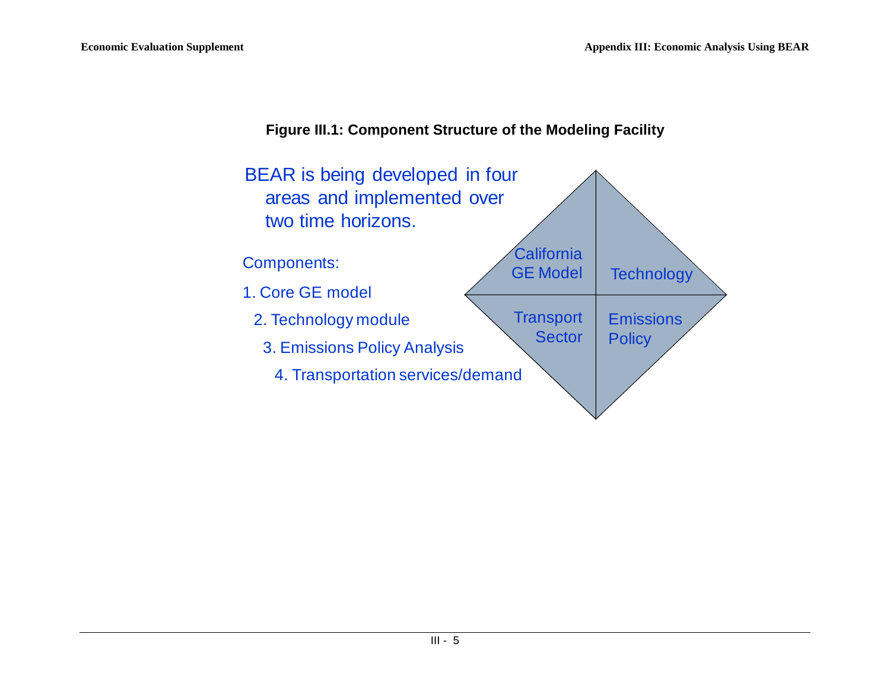**Figure III.1: Component Structure of the Modeling Facility**

BEAR is being developed in four areas and implemented over two time horizons.

Components:

1. Core GE model
2. Technology module
3. Emissions Policy Analysis
4. Transportation services/demand

| California GE Model | Technology |
|---|---|
| Transport Sector | Emissions Policy |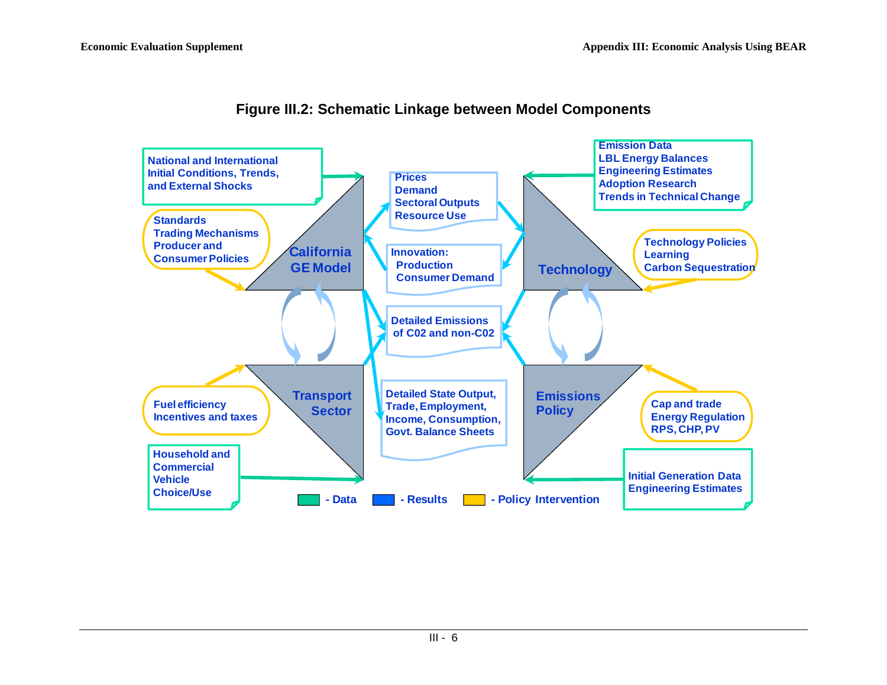**Figure III.2: Schematic Linkage between Model Components**

National and International Initial Conditions, Trends, and External Shocks

Standards
Trading Mechanisms
Producer and Consumer Policies

California GE Model

Prices
Demand
Sectoral Outputs
Resource Use

Innovation:
Production
Consumer Demand

Emission Data
LBL Energy Balances
Engineering Estimates
Adoption Research
Trends in Technical Change

Technology Policies
Learning
Carbon Sequestration

Technology

Detailed Emissions of C02 and non-C02

Transport Sector

Fuel efficiency
Incentives and taxes

Household and Commercial Vehicle Choice/Use

Detailed State Output, Trade, Employment, Income, Consumption, Govt. Balance Sheets

Emissions Policy

Cap and trade
Energy Regulation
RPS, CHP, PV

Initial Generation Data
Engineering Estimates

- Data
- Results
- Policy Intervention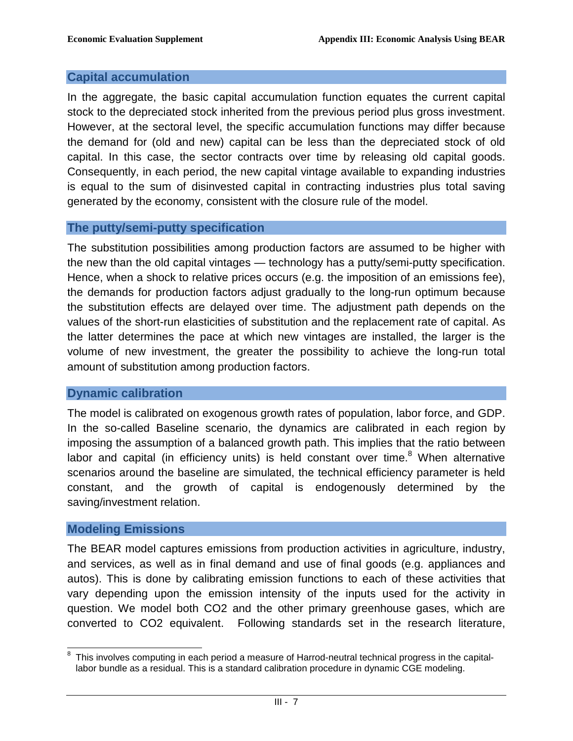## Capital accumulation

In the aggregate, the basic capital accumulation function equates the current capital stock to the depreciated stock inherited from the previous period plus gross investment. However, at the sectoral level, the specific accumulation functions may differ because the demand for (old and new) capital can be less than the depreciated stock of old capital. In this case, the sector contracts over time by releasing old capital goods. Consequently, in each period, the new capital vintage available to expanding industries is equal to the sum of disinvested capital in contracting industries plus total saving generated by the economy, consistent with the closure rule of the model.

## The putty/semi-putty specification

The substitution possibilities among production factors are assumed to be higher with the new than the old capital vintages — technology has a putty/semi-putty specification. Hence, when a shock to relative prices occurs (e.g. the imposition of an emissions fee), the demands for production factors adjust gradually to the long-run optimum because the substitution effects are delayed over time. The adjustment path depends on the values of the short-run elasticities of substitution and the replacement rate of capital. As the latter determines the pace at which new vintages are installed, the larger is the volume of new investment, the greater the possibility to achieve the long-run total amount of substitution among production factors.

## Dynamic calibration

The model is calibrated on exogenous growth rates of population, labor force, and GDP. In the so-called Baseline scenario, the dynamics are calibrated in each region by imposing the assumption of a balanced growth path. This implies that the ratio between labor and capital (in efficiency units) is held constant over time.[8] When alternative scenarios around the baseline are simulated, the technical efficiency parameter is held constant, and the growth of capital is endogenously determined by the saving/investment relation.

## Modeling Emissions

The BEAR model captures emissions from production activities in agriculture, industry, and services, as well as in final demand and use of final goods (e.g. appliances and autos). This is done by calibrating emission functions to each of these activities that vary depending upon the emission intensity of the inputs used for the activity in question. We model both $CO_2$ and the other primary greenhouse gases, which are converted to $CO_2$ equivalent. Following standards set in the research literature,

---

[8] This involves computing in each period a measure of Harrod-neutral technical progress in the capital-labor bundle as a residual. This is a standard calibration procedure in dynamic CGE modeling.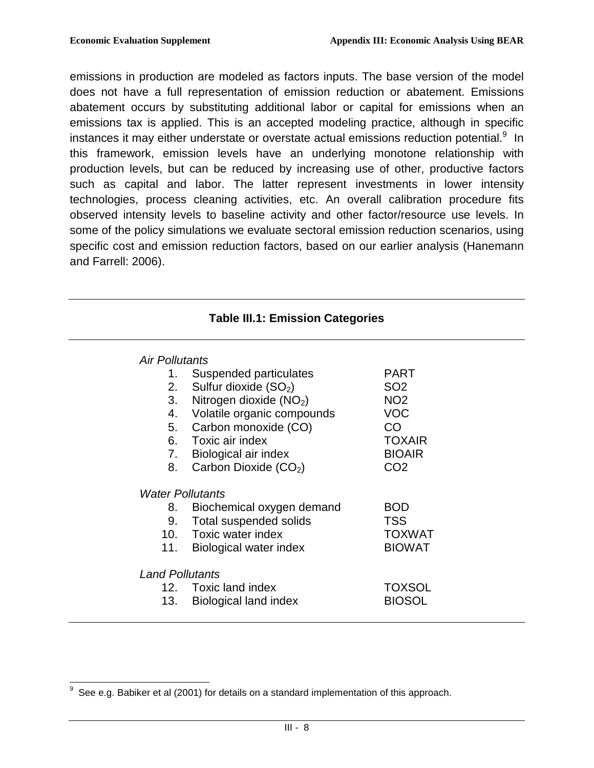emissions in production are modeled as factors inputs. The base version of the model does not have a full representation of emission reduction or abatement. Emissions abatement occurs by substituting additional labor or capital for emissions when an emissions tax is applied. This is an accepted modeling practice, although in specific instances it may either understate or overstate actual emissions reduction potential.[9] In this framework, emission levels have an underlying monotone relationship with production levels, but can be reduced by increasing use of other, productive factors such as capital and labor. The latter represent investments in lower intensity technologies, process cleaning activities, etc. An overall calibration procedure fits observed intensity levels to baseline activity and other factor/resource use levels. In some of the policy simulations we evaluate sectoral emission reduction scenarios, using specific cost and emission reduction factors, based on our earlier analysis (Hanemann and Farrell: 2006).

**Table III.1: Emission Categories**

| | | |
|---|---|---|
| *Air Pollutants* | | |
| 1. | Suspended particulates | PART |
| 2. | Sulfur dioxide ($SO_2$) | SO2 |
| 3. | Nitrogen dioxide ($NO_2$) | NO2 |
| 4. | Volatile organic compounds | VOC |
| 5. | Carbon monoxide (CO) | CO |
| 6. | Toxic air index | TOXAIR |
| 7. | Biological air index | BIOAIR |
| 8. | Carbon Dioxide ($CO_2$) | CO2 |
| *Water Pollutants* | | |
| 8. | Biochemical oxygen demand | BOD |
| 9. | Total suspended solids | TSS |
| 10. | Toxic water index | TOXWAT |
| 11. | Biological water index | BIOWAT |
| *Land Pollutants* | | |
| 12. | Toxic land index | TOXSOL |
| 13. | Biological land index | BIOSOL |

[9] See e.g. Babiker et al (2001) for details on a standard implementation of this approach.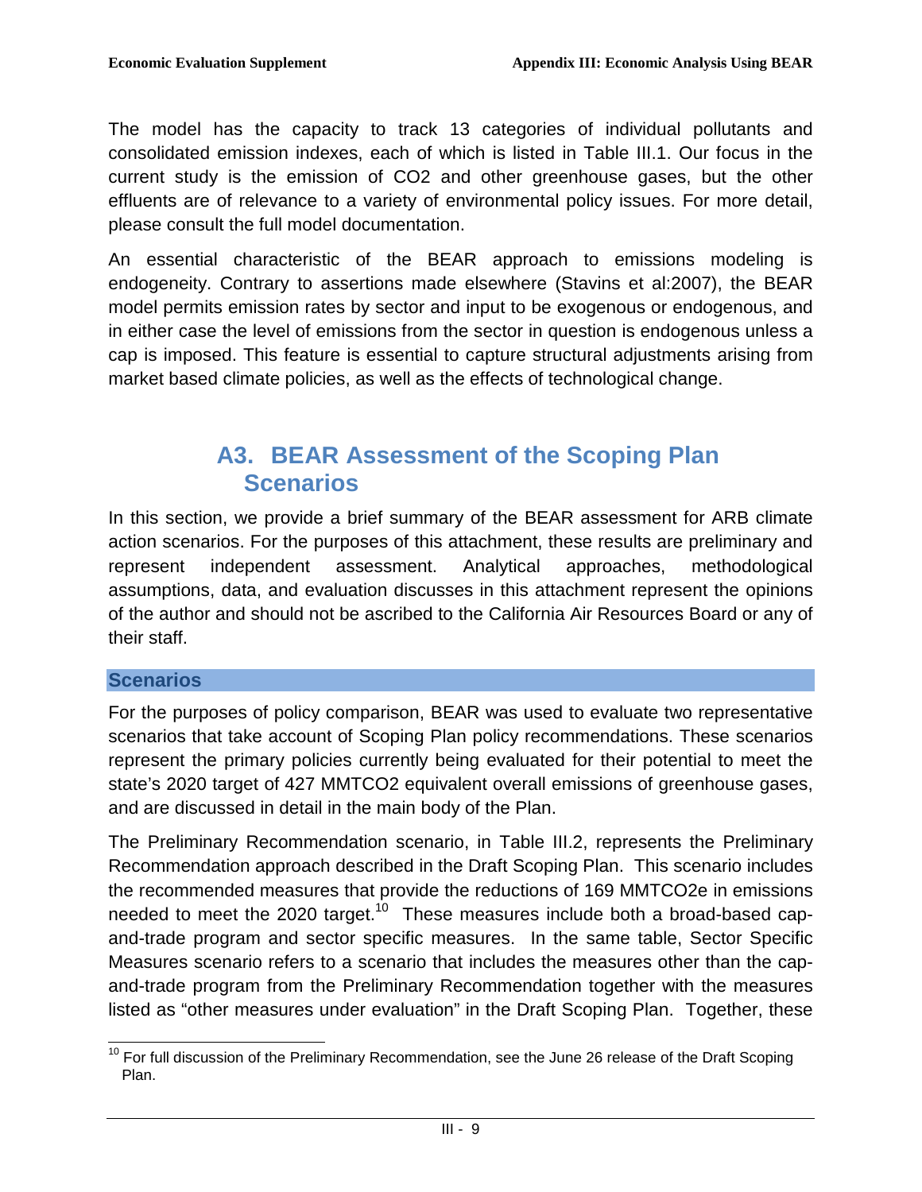The model has the capacity to track 13 categories of individual pollutants and consolidated emission indexes, each of which is listed in Table III.1. Our focus in the current study is the emission of CO2 and other greenhouse gases, but the other effluents are of relevance to a variety of environmental policy issues. For more detail, please consult the full model documentation.

An essential characteristic of the BEAR approach to emissions modeling is endogeneity. Contrary to assertions made elsewhere (Stavins et al:2007), the BEAR model permits emission rates by sector and input to be exogenous or endogenous, and in either case the level of emissions from the sector in question is endogenous unless a cap is imposed. This feature is essential to capture structural adjustments arising from market based climate policies, as well as the effects of technological change.

## A3. BEAR Assessment of the Scoping Plan Scenarios

In this section, we provide a brief summary of the BEAR assessment for ARB climate action scenarios. For the purposes of this attachment, these results are preliminary and represent independent assessment. Analytical approaches, methodological assumptions, data, and evaluation discusses in this attachment represent the opinions of the author and should not be ascribed to the California Air Resources Board or any of their staff.

### Scenarios

For the purposes of policy comparison, BEAR was used to evaluate two representative scenarios that take account of Scoping Plan policy recommendations. These scenarios represent the primary policies currently being evaluated for their potential to meet the state's 2020 target of 427 MMTCO2 equivalent overall emissions of greenhouse gases, and are discussed in detail in the main body of the Plan.

The Preliminary Recommendation scenario, in Table III.2, represents the Preliminary Recommendation approach described in the Draft Scoping Plan. This scenario includes the recommended measures that provide the reductions of 169 MMTCO2e in emissions needed to meet the 2020 target.[10] These measures include both a broad-based cap-and-trade program and sector specific measures. In the same table, Sector Specific Measures scenario refers to a scenario that includes the measures other than the cap-and-trade program from the Preliminary Recommendation together with the measures listed as "other measures under evaluation" in the Draft Scoping Plan. Together, these

[10] For full discussion of the Preliminary Recommendation, see the June 26 release of the Draft Scoping Plan.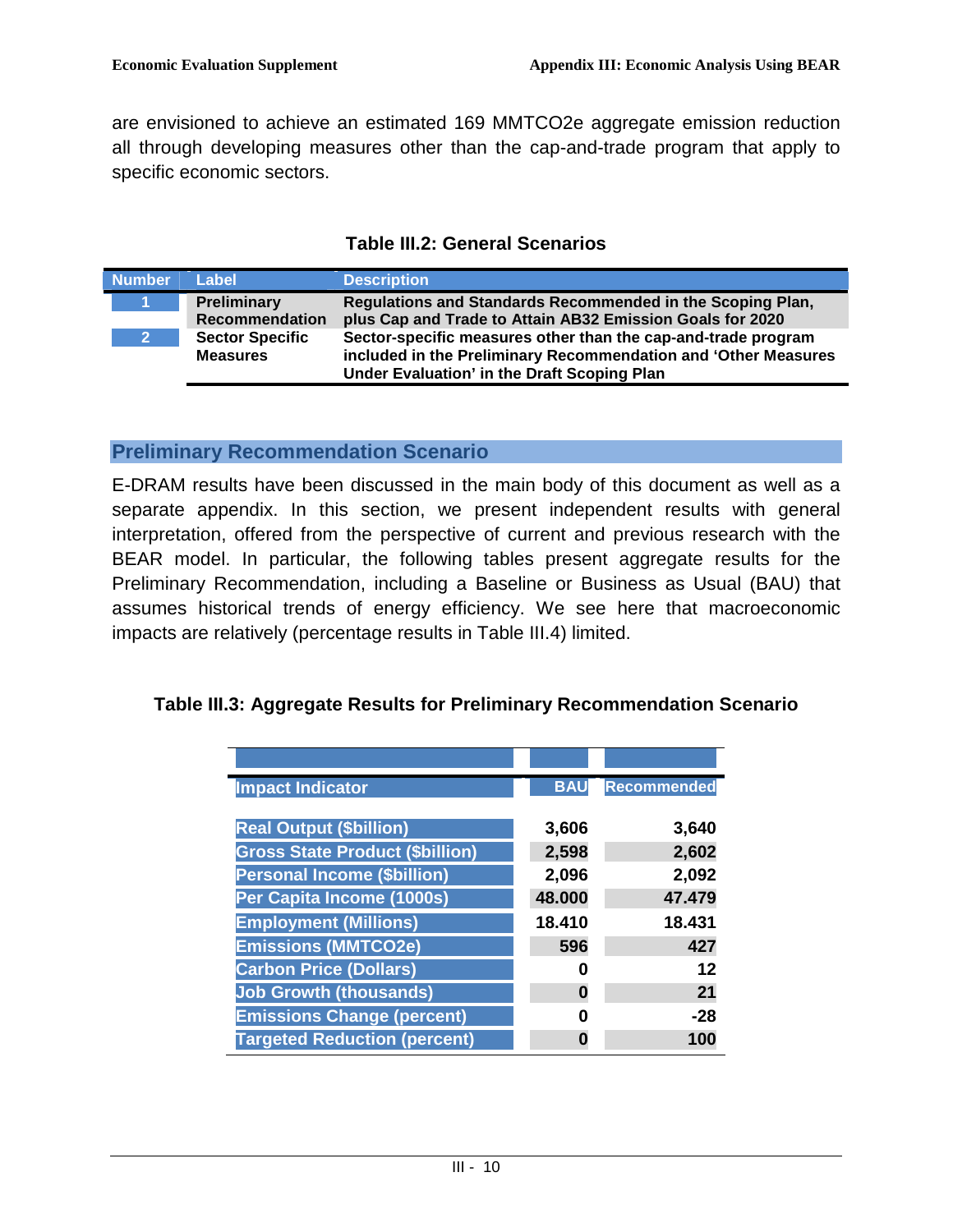are envisioned to achieve an estimated 169 MMTCO2e aggregate emission reduction all through developing measures other than the cap-and-trade program that apply to specific economic sectors.

**Table III.2: General Scenarios**

| Number | Label | Description |
|---|---|---|
| 1 | **Preliminary Recommendation** | **Regulations and Standards Recommended in the Scoping Plan, plus Cap and Trade to Attain AB32 Emission Goals for 2020** |
| 2 | **Sector Specific Measures** | **Sector-specific measures other than the cap-and-trade program included in the Preliminary Recommendation and 'Other Measures Under Evaluation' in the Draft Scoping Plan** |

## Preliminary Recommendation Scenario

E-DRAM results have been discussed in the main body of this document as well as a separate appendix. In this section, we present independent results with general interpretation, offered from the perspective of current and previous research with the BEAR model. In particular, the following tables present aggregate results for the Preliminary Recommendation, including a Baseline or Business as Usual (BAU) that assumes historical trends of energy efficiency. We see here that macroeconomic impacts are relatively (percentage results in Table III.4) limited.

**Table III.3: Aggregate Results for Preliminary Recommendation Scenario**

| Impact Indicator | BAU | Recommended |
|---|---|---|
| Real Output ($billion) | 3,606 | 3,640 |
| Gross State Product ($billion) | 2,598 | 2,602 |
| Personal Income ($billion) | 2,096 | 2,092 |
| Per Capita Income (1000s) | 48.000 | 47.479 |
| Employment (Millions) | 18.410 | 18.431 |
| Emissions (MMTCO2e) | 596 | 427 |
| Carbon Price (Dollars) | 0 | 12 |
| Job Growth (thousands) | 0 | 21 |
| Emissions Change (percent) | 0 | -28 |
| Targeted Reduction (percent) | 0 | 100 |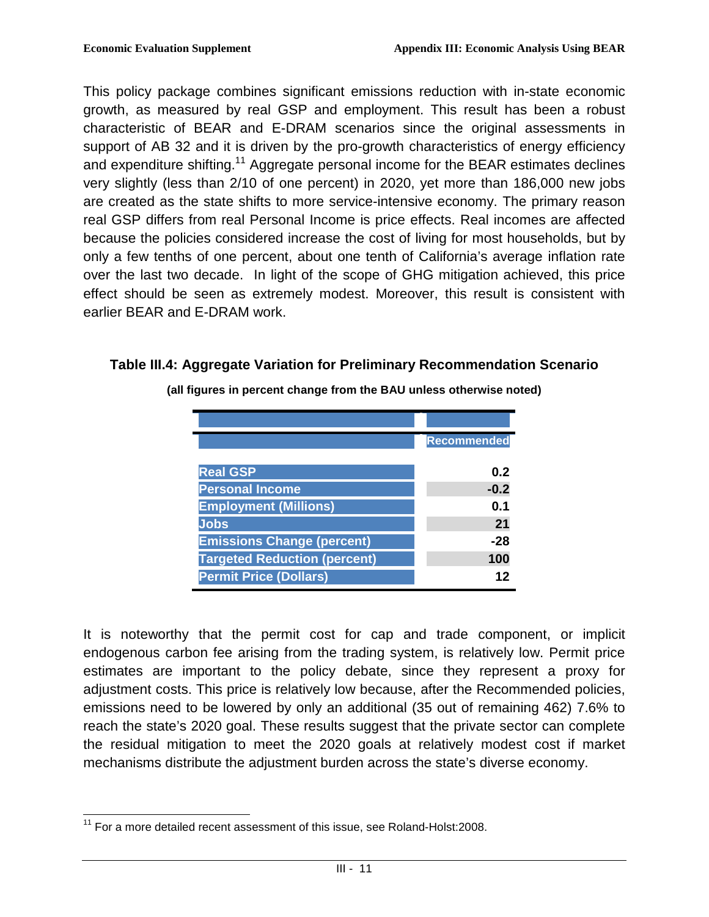This policy package combines significant emissions reduction with in-state economic growth, as measured by real GSP and employment. This result has been a robust characteristic of BEAR and E-DRAM scenarios since the original assessments in support of AB 32 and it is driven by the pro-growth characteristics of energy efficiency and expenditure shifting.[11] Aggregate personal income for the BEAR estimates declines very slightly (less than 2/10 of one percent) in 2020, yet more than 186,000 new jobs are created as the state shifts to more service-intensive economy. The primary reason real GSP differs from real Personal Income is price effects. Real incomes are affected because the policies considered increase the cost of living for most households, but by only a few tenths of one percent, about one tenth of California's average inflation rate over the last two decade. In light of the scope of GHG mitigation achieved, this price effect should be seen as extremely modest. Moreover, this result is consistent with earlier BEAR and E-DRAM work.

**Table III.4: Aggregate Variation for Preliminary Recommendation Scenario**

**(all figures in percent change from the BAU unless otherwise noted)**

| | Recommended |
|---|---|
| Real GSP | 0.2 |
| Personal Income | -0.2 |
| Employment (Millions) | 0.1 |
| Jobs | 21 |
| Emissions Change (percent) | -28 |
| Targeted Reduction (percent) | 100 |
| Permit Price (Dollars) | 12 |

It is noteworthy that the permit cost for cap and trade component, or implicit endogenous carbon fee arising from the trading system, is relatively low. Permit price estimates are important to the policy debate, since they represent a proxy for adjustment costs. This price is relatively low because, after the Recommended policies, emissions need to be lowered by only an additional (35 out of remaining 462) 7.6% to reach the state's 2020 goal. These results suggest that the private sector can complete the residual mitigation to meet the 2020 goals at relatively modest cost if market mechanisms distribute the adjustment burden across the state's diverse economy.

[11] For a more detailed recent assessment of this issue, see Roland-Holst:2008.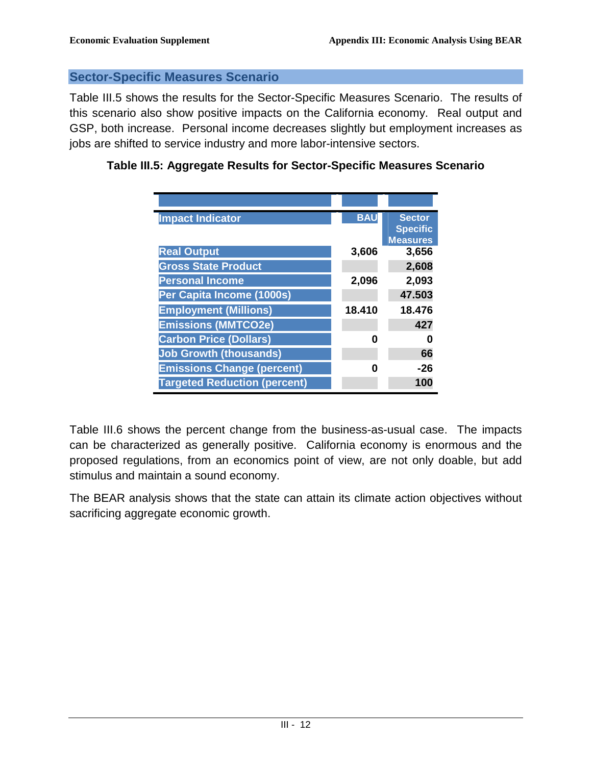## Sector-Specific Measures Scenario

Table III.5 shows the results for the Sector-Specific Measures Scenario. The results of this scenario also show positive impacts on the California economy. Real output and GSP, both increase. Personal income decreases slightly but employment increases as jobs are shifted to service industry and more labor-intensive sectors.

**Table III.5: Aggregate Results for Sector-Specific Measures Scenario**

| Impact Indicator | BAU | Sector Specific Measures |
|---|---|---|
| Real Output | 3,606 | 3,656 |
| Gross State Product | | 2,608 |
| Personal Income | 2,096 | 2,093 |
| Per Capita Income (1000s) | | 47.503 |
| Employment (Millions) | 18.410 | 18.476 |
| Emissions (MMTCO2e) | | 427 |
| Carbon Price (Dollars) | 0 | 0 |
| Job Growth (thousands) | | 66 |
| Emissions Change (percent) | 0 | -26 |
| Targeted Reduction (percent) | | 100 |

Table III.6 shows the percent change from the business-as-usual case. The impacts can be characterized as generally positive. California economy is enormous and the proposed regulations, from an economics point of view, are not only doable, but add stimulus and maintain a sound economy.

The BEAR analysis shows that the state can attain its climate action objectives without sacrificing aggregate economic growth.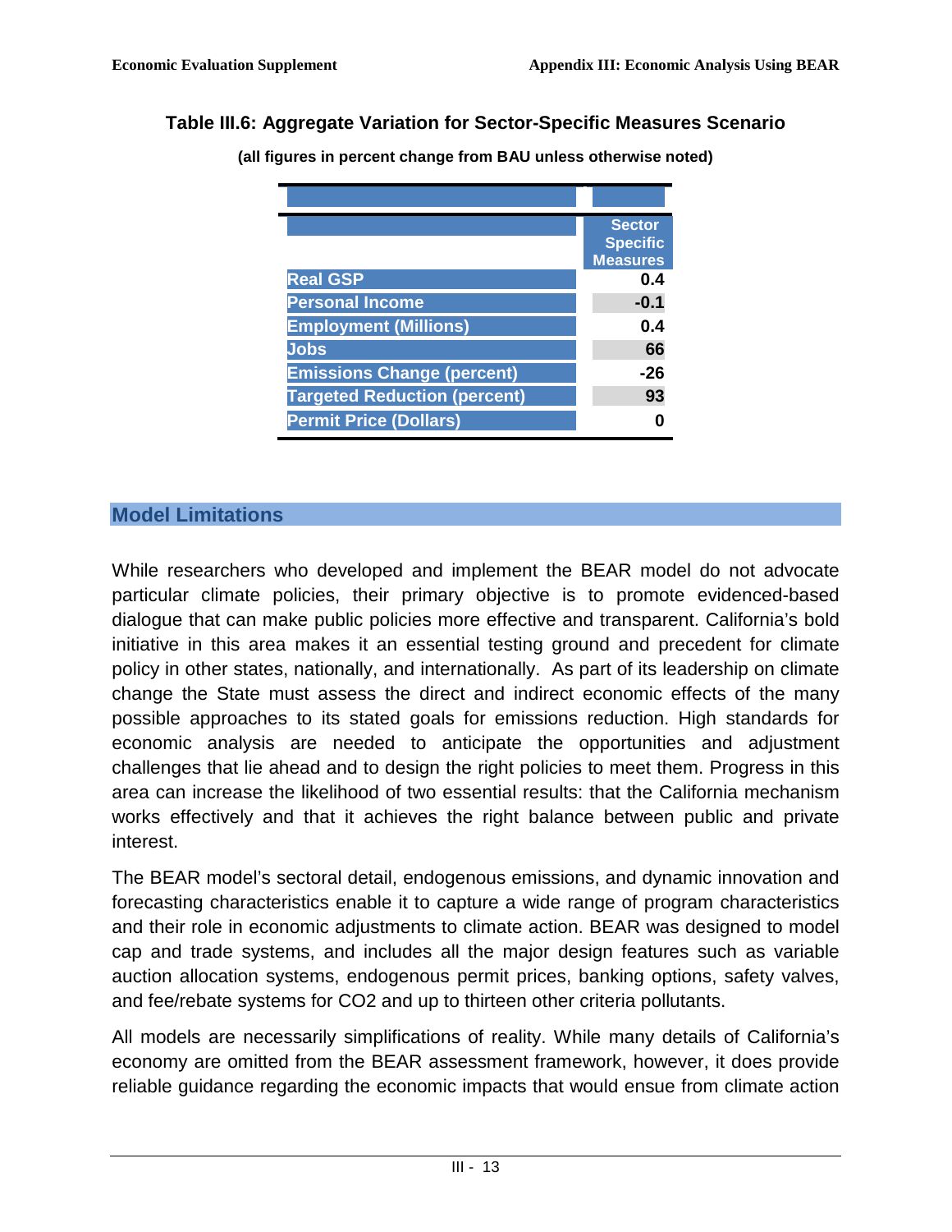**Table III.6: Aggregate Variation for Sector-Specific Measures Scenario**

**(all figures in percent change from BAU unless otherwise noted)**

| | Sector Specific Measures |
|---|---|
| Real GSP | 0.4 |
| Personal Income | -0.1 |
| Employment (Millions) | 0.4 |
| Jobs | 66 |
| Emissions Change (percent) | -26 |
| Targeted Reduction (percent) | 93 |
| Permit Price (Dollars) | 0 |

## Model Limitations

While researchers who developed and implement the BEAR model do not advocate particular climate policies, their primary objective is to promote evidenced-based dialogue that can make public policies more effective and transparent. California's bold initiative in this area makes it an essential testing ground and precedent for climate policy in other states, nationally, and internationally. As part of its leadership on climate change the State must assess the direct and indirect economic effects of the many possible approaches to its stated goals for emissions reduction. High standards for economic analysis are needed to anticipate the opportunities and adjustment challenges that lie ahead and to design the right policies to meet them. Progress in this area can increase the likelihood of two essential results: that the California mechanism works effectively and that it achieves the right balance between public and private interest.

The BEAR model's sectoral detail, endogenous emissions, and dynamic innovation and forecasting characteristics enable it to capture a wide range of program characteristics and their role in economic adjustments to climate action. BEAR was designed to model cap and trade systems, and includes all the major design features such as variable auction allocation systems, endogenous permit prices, banking options, safety valves, and fee/rebate systems for CO2 and up to thirteen other criteria pollutants.

All models are necessarily simplifications of reality. While many details of California's economy are omitted from the BEAR assessment framework, however, it does provide reliable guidance regarding the economic impacts that would ensue from climate action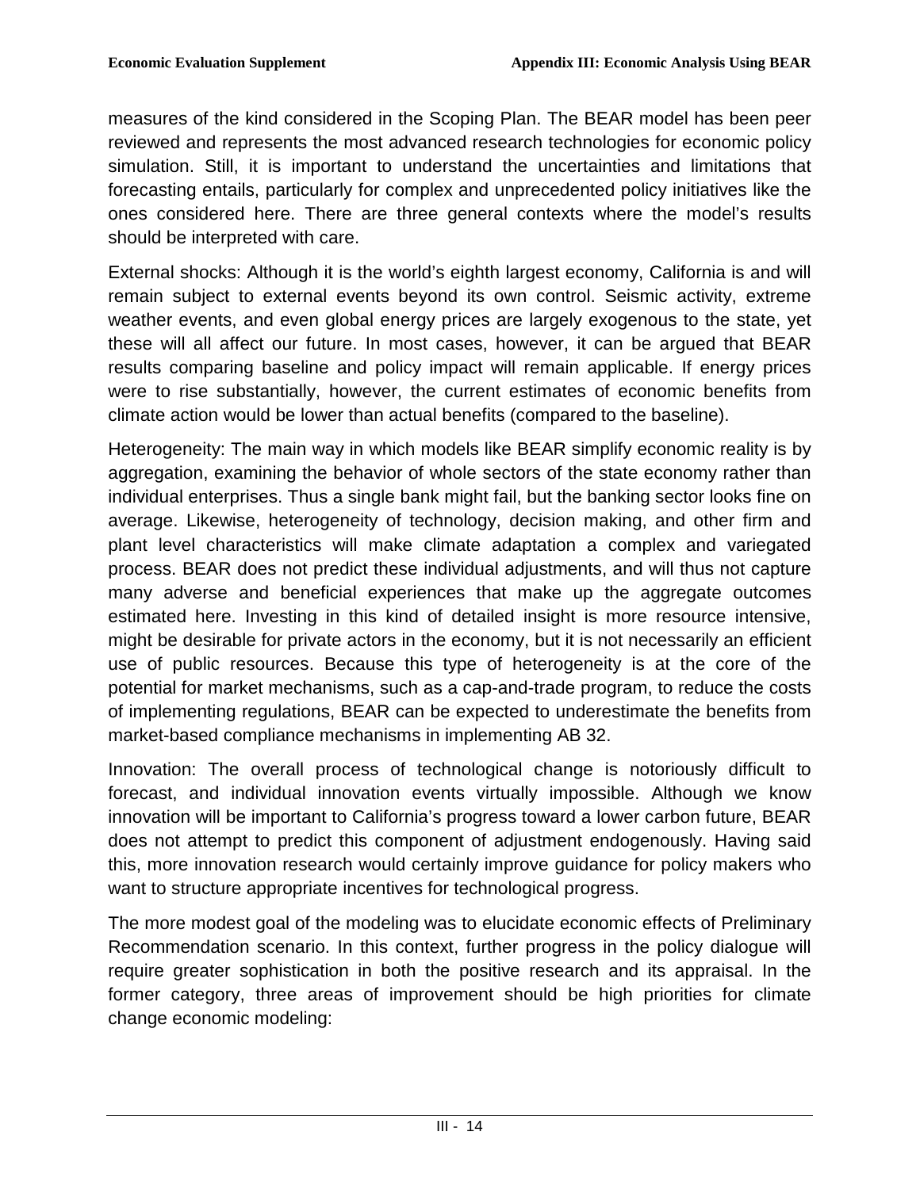measures of the kind considered in the Scoping Plan. The BEAR model has been peer reviewed and represents the most advanced research technologies for economic policy simulation. Still, it is important to understand the uncertainties and limitations that forecasting entails, particularly for complex and unprecedented policy initiatives like the ones considered here. There are three general contexts where the model's results should be interpreted with care.

External shocks: Although it is the world's eighth largest economy, California is and will remain subject to external events beyond its own control. Seismic activity, extreme weather events, and even global energy prices are largely exogenous to the state, yet these will all affect our future. In most cases, however, it can be argued that BEAR results comparing baseline and policy impact will remain applicable. If energy prices were to rise substantially, however, the current estimates of economic benefits from climate action would be lower than actual benefits (compared to the baseline).

Heterogeneity: The main way in which models like BEAR simplify economic reality is by aggregation, examining the behavior of whole sectors of the state economy rather than individual enterprises. Thus a single bank might fail, but the banking sector looks fine on average. Likewise, heterogeneity of technology, decision making, and other firm and plant level characteristics will make climate adaptation a complex and variegated process. BEAR does not predict these individual adjustments, and will thus not capture many adverse and beneficial experiences that make up the aggregate outcomes estimated here. Investing in this kind of detailed insight is more resource intensive, might be desirable for private actors in the economy, but it is not necessarily an efficient use of public resources. Because this type of heterogeneity is at the core of the potential for market mechanisms, such as a cap-and-trade program, to reduce the costs of implementing regulations, BEAR can be expected to underestimate the benefits from market-based compliance mechanisms in implementing AB 32.

Innovation: The overall process of technological change is notoriously difficult to forecast, and individual innovation events virtually impossible. Although we know innovation will be important to California's progress toward a lower carbon future, BEAR does not attempt to predict this component of adjustment endogenously. Having said this, more innovation research would certainly improve guidance for policy makers who want to structure appropriate incentives for technological progress.

The more modest goal of the modeling was to elucidate economic effects of Preliminary Recommendation scenario. In this context, further progress in the policy dialogue will require greater sophistication in both the positive research and its appraisal. In the former category, three areas of improvement should be high priorities for climate change economic modeling: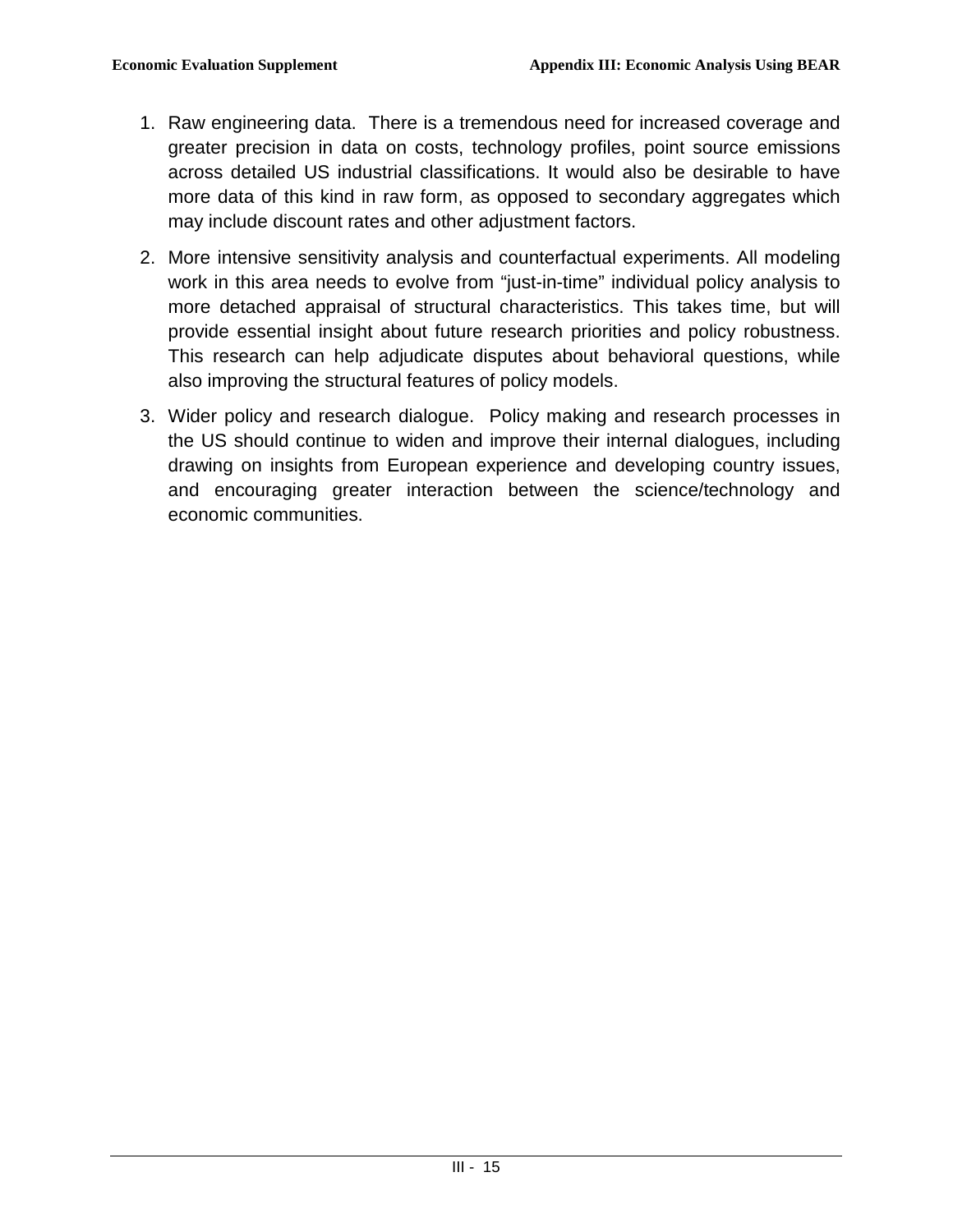1. Raw engineering data. There is a tremendous need for increased coverage and greater precision in data on costs, technology profiles, point source emissions across detailed US industrial classifications. It would also be desirable to have more data of this kind in raw form, as opposed to secondary aggregates which may include discount rates and other adjustment factors.

2. More intensive sensitivity analysis and counterfactual experiments. All modeling work in this area needs to evolve from "just-in-time" individual policy analysis to more detached appraisal of structural characteristics. This takes time, but will provide essential insight about future research priorities and policy robustness. This research can help adjudicate disputes about behavioral questions, while also improving the structural features of policy models.

3. Wider policy and research dialogue. Policy making and research processes in the US should continue to widen and improve their internal dialogues, including drawing on insights from European experience and developing country issues, and encouraging greater interaction between the science/technology and economic communities.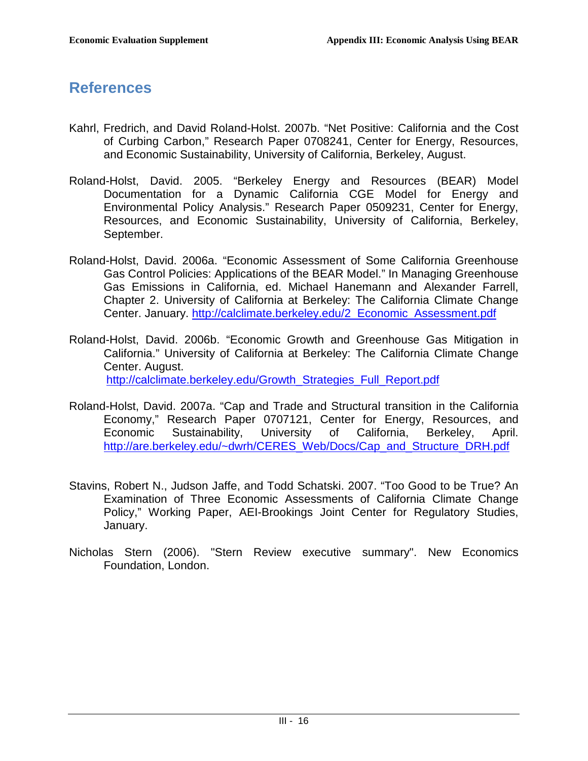## References

Kahrl, Fredrich, and David Roland-Holst. 2007b. "Net Positive: California and the Cost of Curbing Carbon," Research Paper 0708241, Center for Energy, Resources, and Economic Sustainability, University of California, Berkeley, August.

Roland-Holst, David. 2005. "Berkeley Energy and Resources (BEAR) Model Documentation for a Dynamic California CGE Model for Energy and Environmental Policy Analysis." Research Paper 0509231, Center for Energy, Resources, and Economic Sustainability, University of California, Berkeley, September.

Roland-Holst, David. 2006a. "Economic Assessment of Some California Greenhouse Gas Control Policies: Applications of the BEAR Model." In Managing Greenhouse Gas Emissions in California, ed. Michael Hanemann and Alexander Farrell, Chapter 2. University of California at Berkeley: The California Climate Change Center. January. http://calclimate.berkeley.edu/2_Economic_Assessment.pdf

Roland-Holst, David. 2006b. "Economic Growth and Greenhouse Gas Mitigation in California." University of California at Berkeley: The California Climate Change Center. August. http://calclimate.berkeley.edu/Growth_Strategies_Full_Report.pdf

Roland-Holst, David. 2007a. "Cap and Trade and Structural transition in the California Economy," Research Paper 0707121, Center for Energy, Resources, and Economic Sustainability, University of California, Berkeley, April. http://are.berkeley.edu/~dwrh/CERES_Web/Docs/Cap_and_Structure_DRH.pdf

Stavins, Robert N., Judson Jaffe, and Todd Schatski. 2007. "Too Good to be True? An Examination of Three Economic Assessments of California Climate Change Policy," Working Paper, AEI-Brookings Joint Center for Regulatory Studies, January.

Nicholas Stern (2006). "Stern Review executive summary". New Economics Foundation, London.